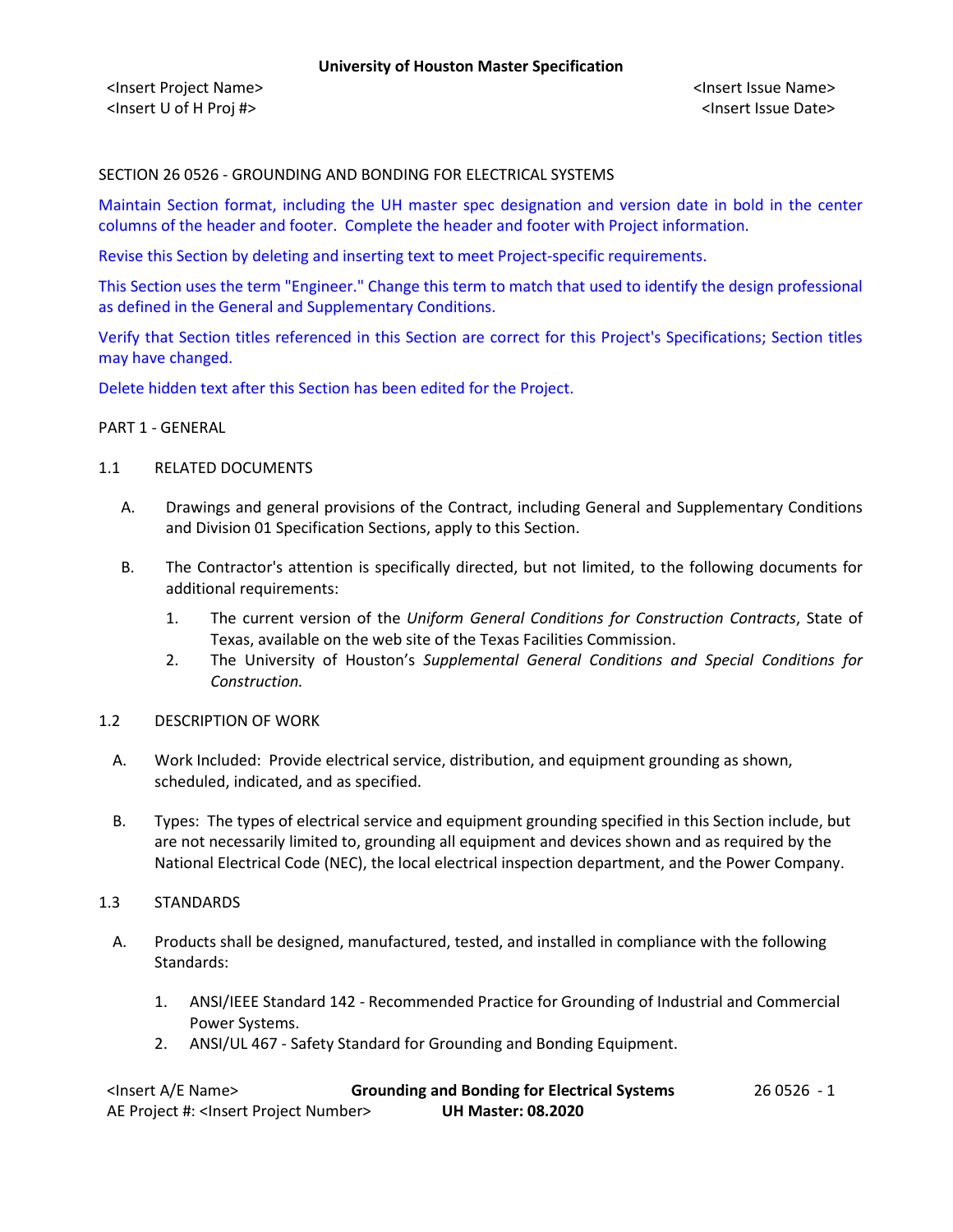SECTION 26 0526 - GROUNDING AND BONDING FOR ELECTRICAL SYSTEMS

Maintain Section format, including the UH master spec designation and version date in bold in the center columns of the header and footer. Complete the header and footer with Project information.

Revise this Section by deleting and inserting text to meet Project-specific requirements.

This Section uses the term "Engineer." Change this term to match that used to identify the design professional as defined in the General and Supplementary Conditions.

Verify that Section titles referenced in this Section are correct for this Project's Specifications; Section titles may have changed.

Delete hidden text after this Section has been edited for the Project.

## PART 1 - GENERAL

### 1.1 RELATED DOCUMENTS

A. Drawings and general provisions of the Contract, including General and Supplementary Conditions and Division 01 Specification Sections, apply to this Section.

B. The Contractor's attention is specifically directed, but not limited, to the following documents for additional requirements:

1. The current version of the *Uniform General Conditions for Construction Contracts*, State of Texas, available on the web site of the Texas Facilities Commission.
2. The University of Houston's *Supplemental General Conditions and Special Conditions for Construction.*

### 1.2 DESCRIPTION OF WORK

A. Work Included: Provide electrical service, distribution, and equipment grounding as shown, scheduled, indicated, and as specified.

B. Types: The types of electrical service and equipment grounding specified in this Section include, but are not necessarily limited to, grounding all equipment and devices shown and as required by the National Electrical Code (NEC), the local electrical inspection department, and the Power Company.

### 1.3 STANDARDS

A. Products shall be designed, manufactured, tested, and installed in compliance with the following Standards:

1. ANSI/IEEE Standard 142 - Recommended Practice for Grounding of Industrial and Commercial Power Systems.
2. ANSI/UL 467 - Safety Standard for Grounding and Bonding Equipment.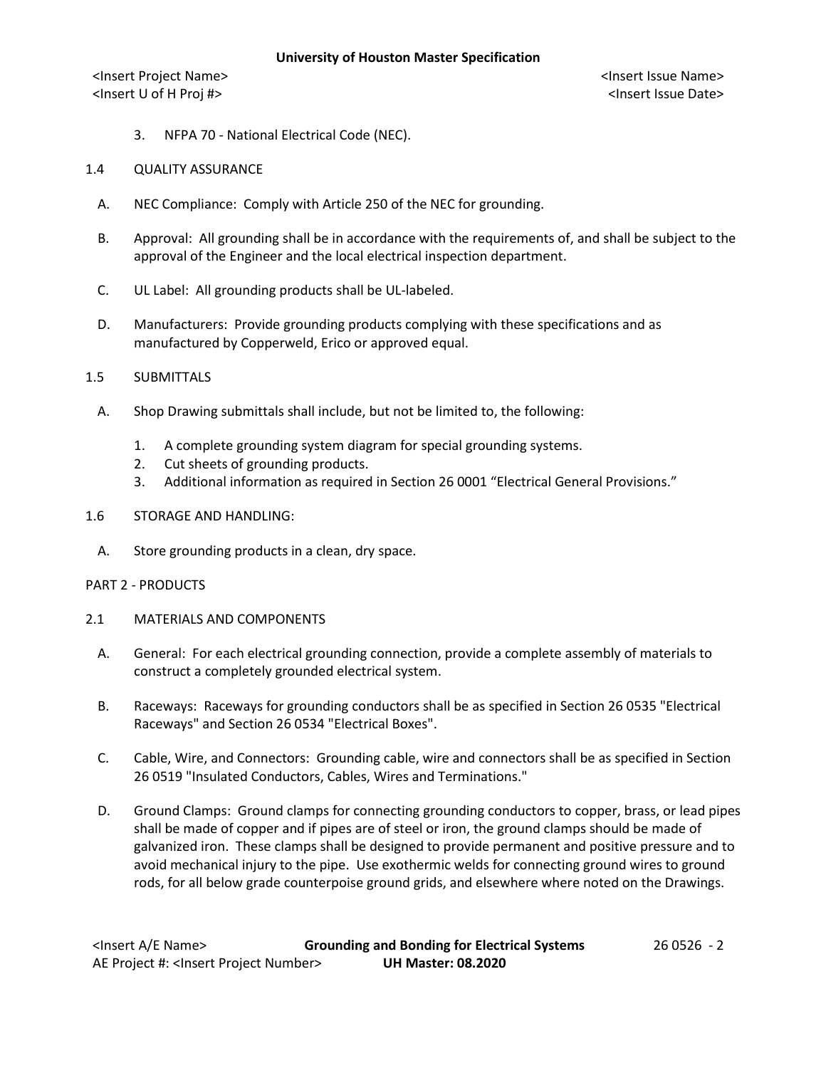3. NFPA 70 - National Electrical Code (NEC).

## 1.4 QUALITY ASSURANCE

A. NEC Compliance: Comply with Article 250 of the NEC for grounding.

B. Approval: All grounding shall be in accordance with the requirements of, and shall be subject to the approval of the Engineer and the local electrical inspection department.

C. UL Label: All grounding products shall be UL-labeled.

D. Manufacturers: Provide grounding products complying with these specifications and as manufactured by Copperweld, Erico or approved equal.

## 1.5 SUBMITTALS

A. Shop Drawing submittals shall include, but not be limited to, the following:

1. A complete grounding system diagram for special grounding systems.
2. Cut sheets of grounding products.
3. Additional information as required in Section 26 0001 "Electrical General Provisions."

## 1.6 STORAGE AND HANDLING:

A. Store grounding products in a clean, dry space.

# PART 2 - PRODUCTS

## 2.1 MATERIALS AND COMPONENTS

A. General: For each electrical grounding connection, provide a complete assembly of materials to construct a completely grounded electrical system.

B. Raceways: Raceways for grounding conductors shall be as specified in Section 26 0535 "Electrical Raceways" and Section 26 0534 "Electrical Boxes".

C. Cable, Wire, and Connectors: Grounding cable, wire and connectors shall be as specified in Section 26 0519 "Insulated Conductors, Cables, Wires and Terminations."

D. Ground Clamps: Ground clamps for connecting grounding conductors to copper, brass, or lead pipes shall be made of copper and if pipes are of steel or iron, the ground clamps should be made of galvanized iron. These clamps shall be designed to provide permanent and positive pressure and to avoid mechanical injury to the pipe. Use exothermic welds for connecting ground wires to ground rods, for all below grade counterpoise ground grids, and elsewhere where noted on the Drawings.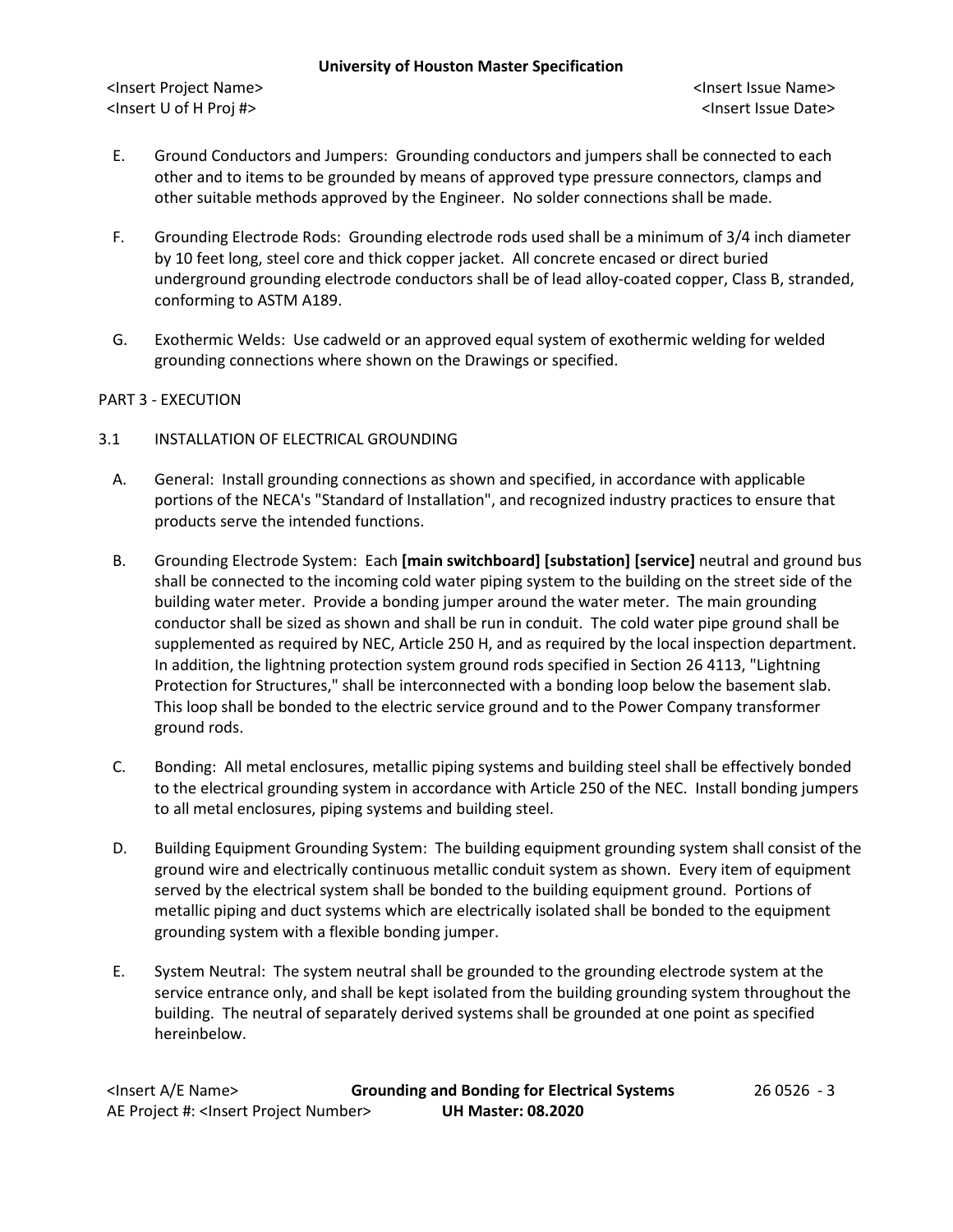E. Ground Conductors and Jumpers: Grounding conductors and jumpers shall be connected to each other and to items to be grounded by means of approved type pressure connectors, clamps and other suitable methods approved by the Engineer. No solder connections shall be made.

F. Grounding Electrode Rods: Grounding electrode rods used shall be a minimum of 3/4 inch diameter by 10 feet long, steel core and thick copper jacket. All concrete encased or direct buried underground grounding electrode conductors shall be of lead alloy-coated copper, Class B, stranded, conforming to ASTM A189.

G. Exothermic Welds: Use cadweld or an approved equal system of exothermic welding for welded grounding connections where shown on the Drawings or specified.

PART 3 - EXECUTION

3.1 INSTALLATION OF ELECTRICAL GROUNDING

A. General: Install grounding connections as shown and specified, in accordance with applicable portions of the NECA's "Standard of Installation", and recognized industry practices to ensure that products serve the intended functions.

B. Grounding Electrode System: Each **[main switchboard] [substation] [service]** neutral and ground bus shall be connected to the incoming cold water piping system to the building on the street side of the building water meter. Provide a bonding jumper around the water meter. The main grounding conductor shall be sized as shown and shall be run in conduit. The cold water pipe ground shall be supplemented as required by NEC, Article 250 H, and as required by the local inspection department. In addition, the lightning protection system ground rods specified in Section 26 4113, "Lightning Protection for Structures," shall be interconnected with a bonding loop below the basement slab. This loop shall be bonded to the electric service ground and to the Power Company transformer ground rods.

C. Bonding: All metal enclosures, metallic piping systems and building steel shall be effectively bonded to the electrical grounding system in accordance with Article 250 of the NEC. Install bonding jumpers to all metal enclosures, piping systems and building steel.

D. Building Equipment Grounding System: The building equipment grounding system shall consist of the ground wire and electrically continuous metallic conduit system as shown. Every item of equipment served by the electrical system shall be bonded to the building equipment ground. Portions of metallic piping and duct systems which are electrically isolated shall be bonded to the equipment grounding system with a flexible bonding jumper.

E. System Neutral: The system neutral shall be grounded to the grounding electrode system at the service entrance only, and shall be kept isolated from the building grounding system throughout the building. The neutral of separately derived systems shall be grounded at one point as specified hereinbelow.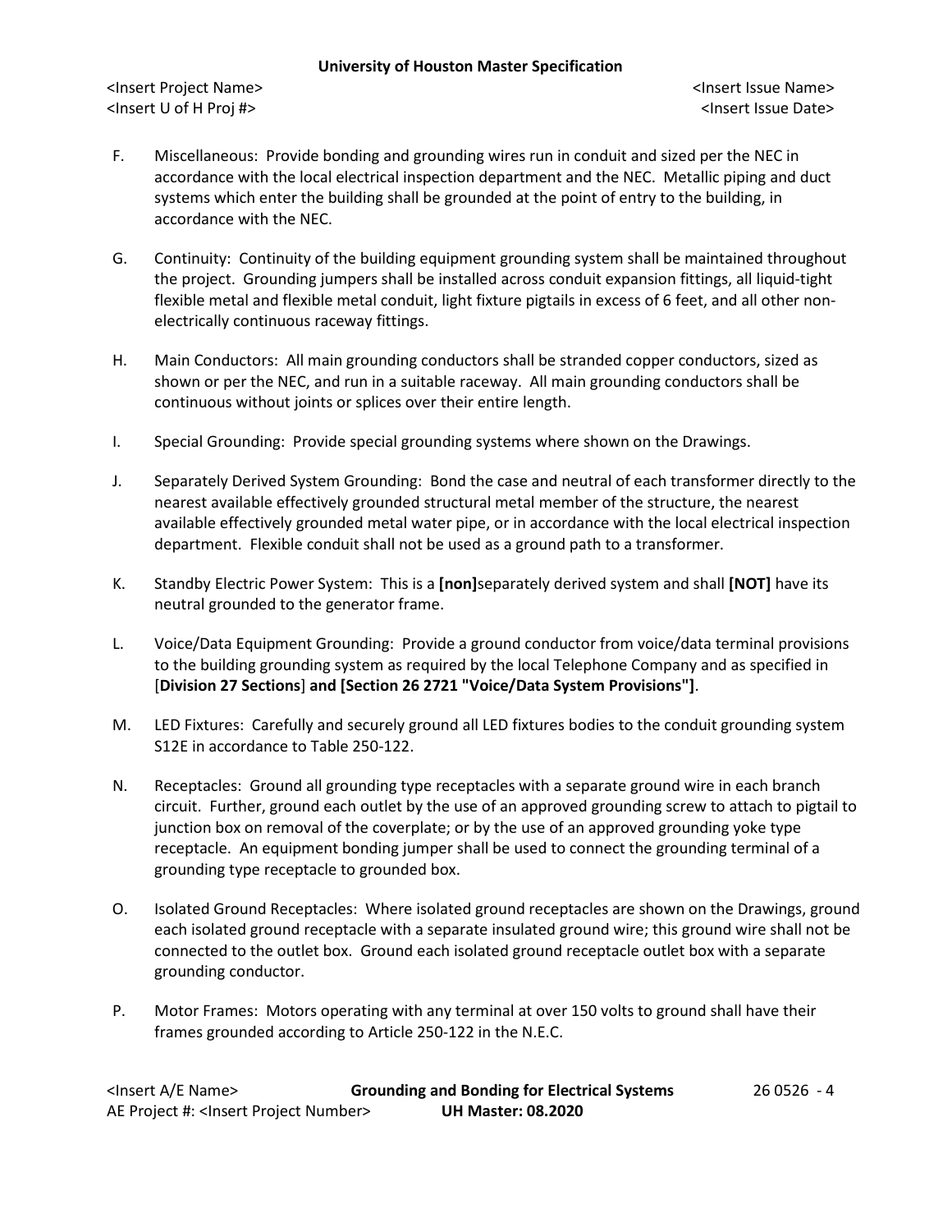F. Miscellaneous: Provide bonding and grounding wires run in conduit and sized per the NEC in accordance with the local electrical inspection department and the NEC. Metallic piping and duct systems which enter the building shall be grounded at the point of entry to the building, in accordance with the NEC.

G. Continuity: Continuity of the building equipment grounding system shall be maintained throughout the project. Grounding jumpers shall be installed across conduit expansion fittings, all liquid-tight flexible metal and flexible metal conduit, light fixture pigtails in excess of 6 feet, and all other non-electrically continuous raceway fittings.

H. Main Conductors: All main grounding conductors shall be stranded copper conductors, sized as shown or per the NEC, and run in a suitable raceway. All main grounding conductors shall be continuous without joints or splices over their entire length.

I. Special Grounding: Provide special grounding systems where shown on the Drawings.

J. Separately Derived System Grounding: Bond the case and neutral of each transformer directly to the nearest available effectively grounded structural metal member of the structure, the nearest available effectively grounded metal water pipe, or in accordance with the local electrical inspection department. Flexible conduit shall not be used as a ground path to a transformer.

K. Standby Electric Power System: This is a **[non]**separately derived system and shall **[NOT]** have its neutral grounded to the generator frame.

L. Voice/Data Equipment Grounding: Provide a ground conductor from voice/data terminal provisions to the building grounding system as required by the local Telephone Company and as specified in [**Division 27 Sections**] **and [Section 26 2721 "Voice/Data System Provisions"]**.

M. LED Fixtures: Carefully and securely ground all LED fixtures bodies to the conduit grounding system S12E in accordance to Table 250-122.

N. Receptacles: Ground all grounding type receptacles with a separate ground wire in each branch circuit. Further, ground each outlet by the use of an approved grounding screw to attach to pigtail to junction box on removal of the coverplate; or by the use of an approved grounding yoke type receptacle. An equipment bonding jumper shall be used to connect the grounding terminal of a grounding type receptacle to grounded box.

O. Isolated Ground Receptacles: Where isolated ground receptacles are shown on the Drawings, ground each isolated ground receptacle with a separate insulated ground wire; this ground wire shall not be connected to the outlet box. Ground each isolated ground receptacle outlet box with a separate grounding conductor.

P. Motor Frames: Motors operating with any terminal at over 150 volts to ground shall have their frames grounded according to Article 250-122 in the N.E.C.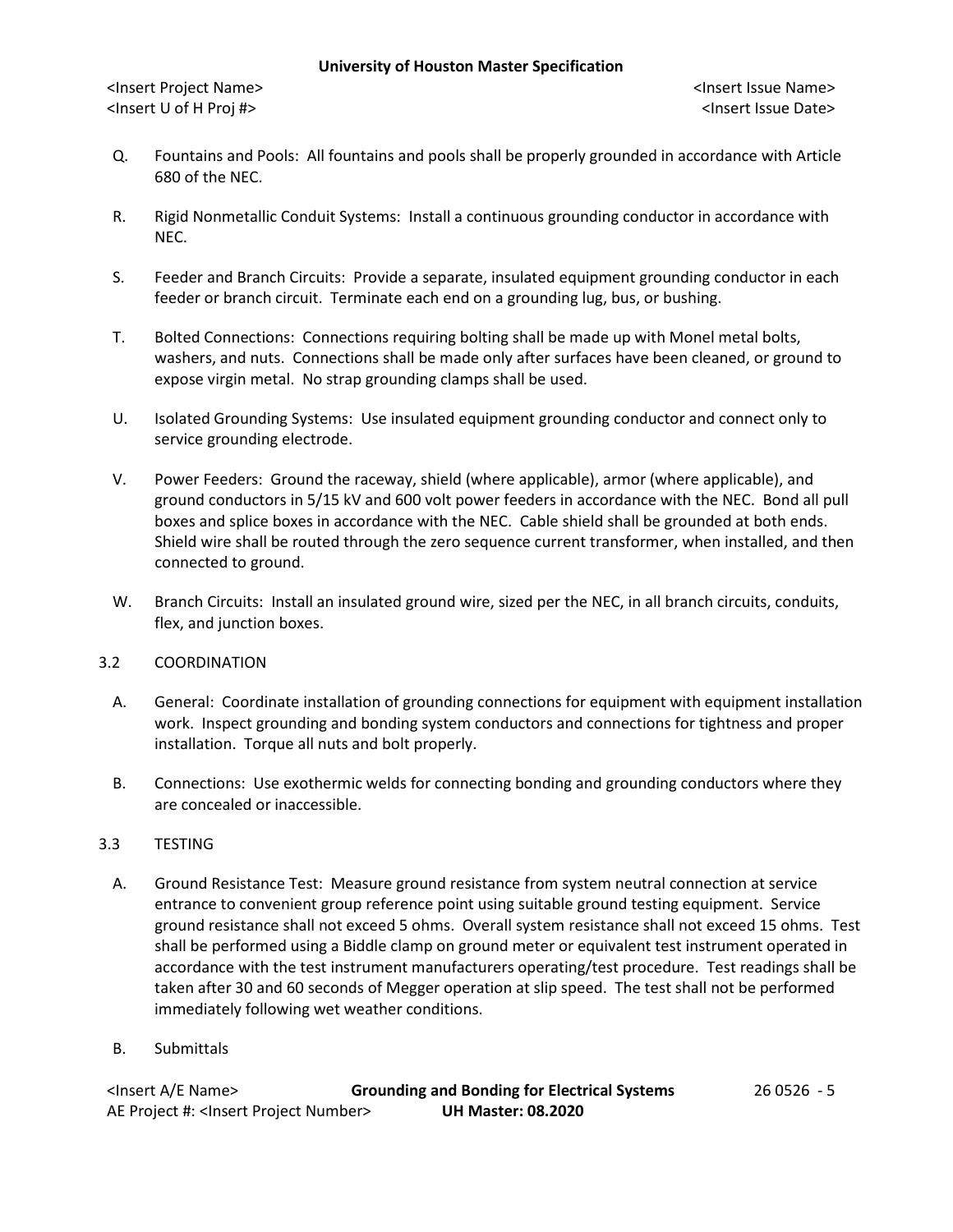Q. Fountains and Pools: All fountains and pools shall be properly grounded in accordance with Article 680 of the NEC.

R. Rigid Nonmetallic Conduit Systems: Install a continuous grounding conductor in accordance with NEC.

S. Feeder and Branch Circuits: Provide a separate, insulated equipment grounding conductor in each feeder or branch circuit. Terminate each end on a grounding lug, bus, or bushing.

T. Bolted Connections: Connections requiring bolting shall be made up with Monel metal bolts, washers, and nuts. Connections shall be made only after surfaces have been cleaned, or ground to expose virgin metal. No strap grounding clamps shall be used.

U. Isolated Grounding Systems: Use insulated equipment grounding conductor and connect only to service grounding electrode.

V. Power Feeders: Ground the raceway, shield (where applicable), armor (where applicable), and ground conductors in 5/15 kV and 600 volt power feeders in accordance with the NEC. Bond all pull boxes and splice boxes in accordance with the NEC. Cable shield shall be grounded at both ends. Shield wire shall be routed through the zero sequence current transformer, when installed, and then connected to ground.

W. Branch Circuits: Install an insulated ground wire, sized per the NEC, in all branch circuits, conduits, flex, and junction boxes.

3.2 COORDINATION

A. General: Coordinate installation of grounding connections for equipment with equipment installation work. Inspect grounding and bonding system conductors and connections for tightness and proper installation. Torque all nuts and bolt properly.

B. Connections: Use exothermic welds for connecting bonding and grounding conductors where they are concealed or inaccessible.

3.3 TESTING

A. Ground Resistance Test: Measure ground resistance from system neutral connection at service entrance to convenient group reference point using suitable ground testing equipment. Service ground resistance shall not exceed 5 ohms. Overall system resistance shall not exceed 15 ohms. Test shall be performed using a Biddle clamp on ground meter or equivalent test instrument operated in accordance with the test instrument manufacturers operating/test procedure. Test readings shall be taken after 30 and 60 seconds of Megger operation at slip speed. The test shall not be performed immediately following wet weather conditions.

B. Submittals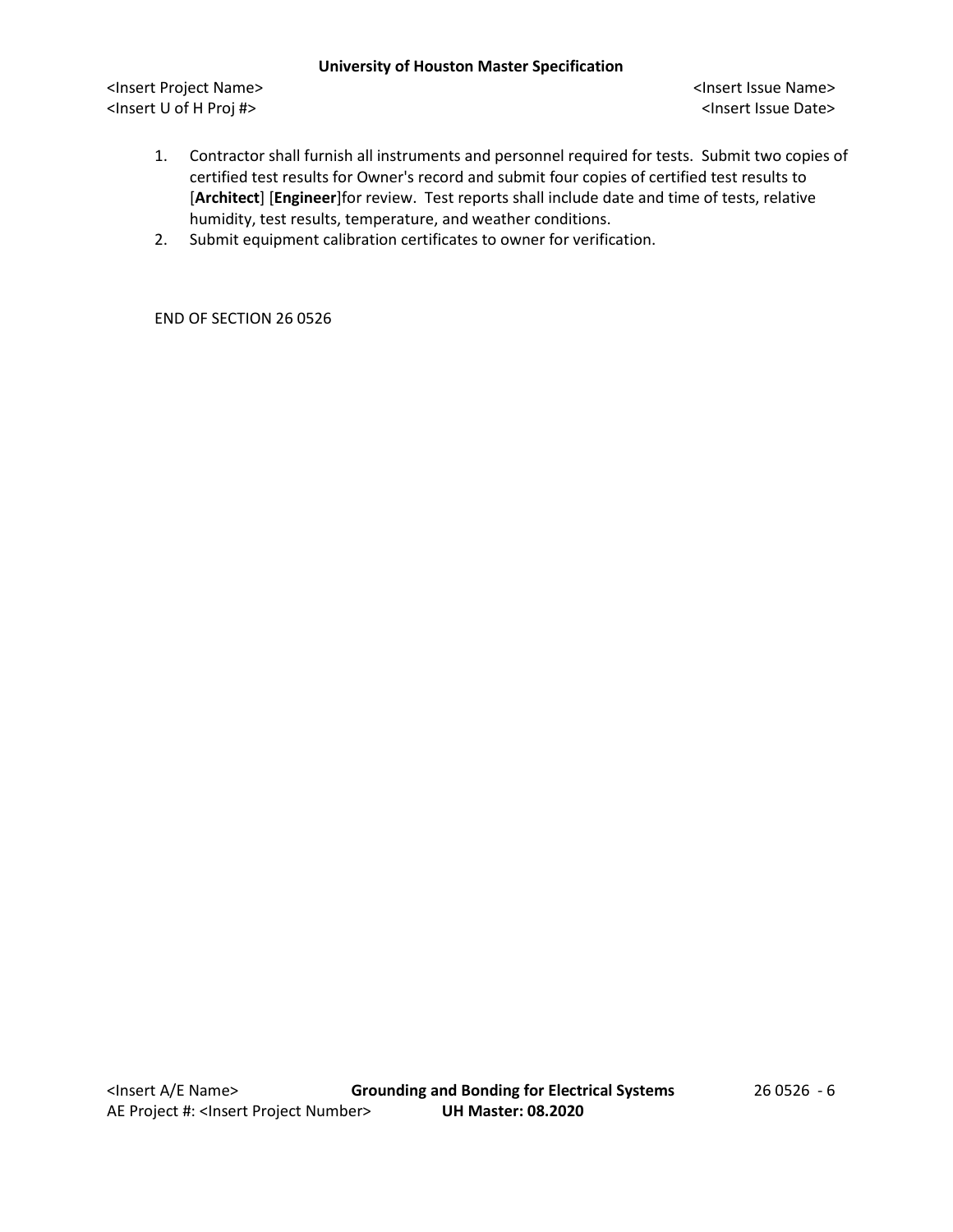1. Contractor shall furnish all instruments and personnel required for tests. Submit two copies of certified test results for Owner's record and submit four copies of certified test results to [**Architect**] [**Engineer**]for review. Test reports shall include date and time of tests, relative humidity, test results, temperature, and weather conditions.
2. Submit equipment calibration certificates to owner for verification.

END OF SECTION 26 0526